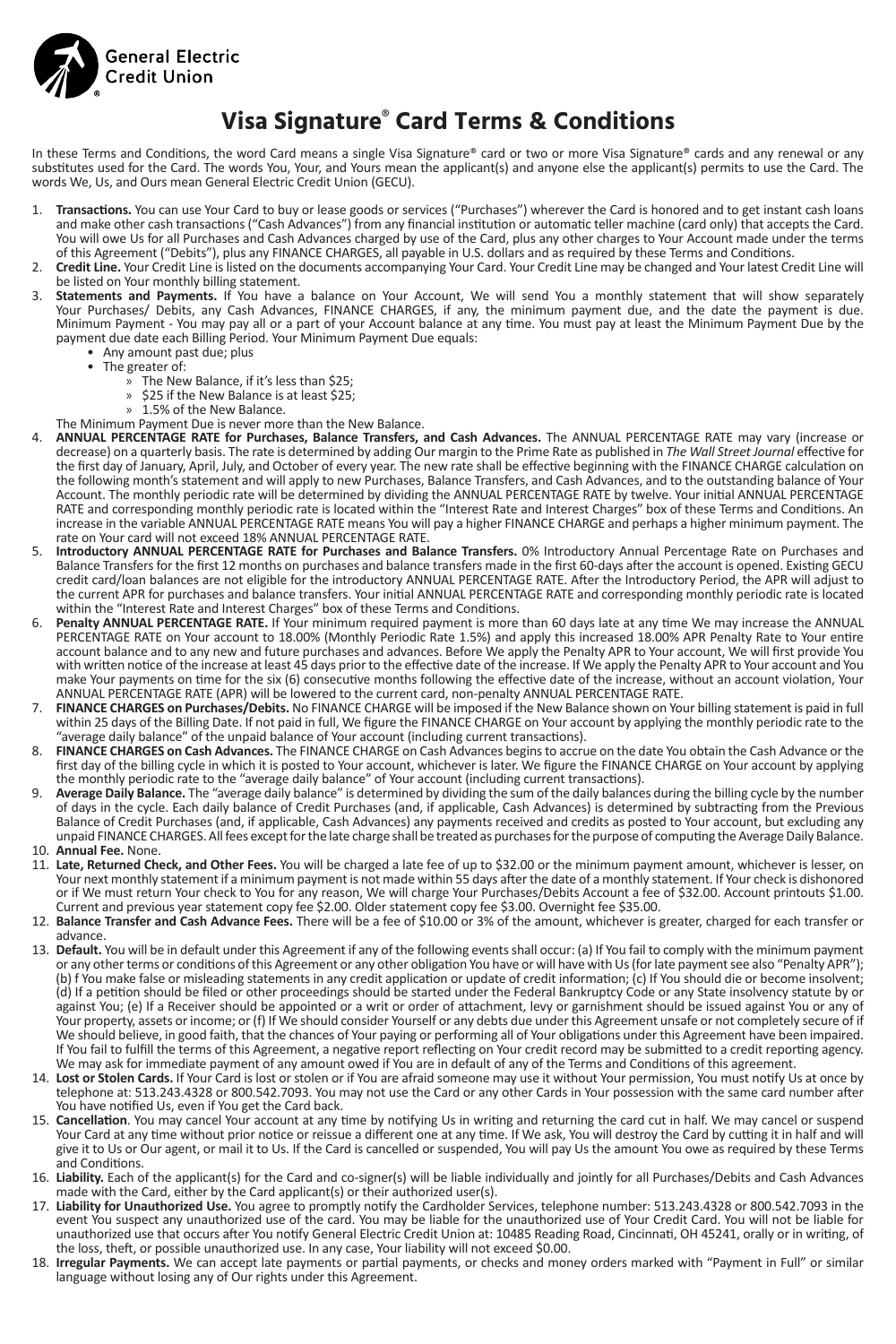General Electric Credit Union

# Visa Signature® Card Terms & Conditions

In these Terms and Conditions, the word Card means a single Visa Signature® card or two or more Visa Signature® cards and any renewal or any substitutes used for the Card. The words You, Your, and Yours mean the applicant(s) and anyone else the applicant(s) permits to use the Card. The words We, Us, and Ours mean General Electric Credit Union (GECU).

1. **Transactions.** You can use Your Card to buy or lease goods or services ("Purchases") wherever the Card is honored and to get instant cash loans and make other cash transactions ("Cash Advances") from any financial institution or automatic teller machine (card only) that accepts the Card. You will owe Us for all Purchases and Cash Advances charged by use of the Card, plus any other charges to Your Account made under the terms of this Agreement ("Debits"), plus any FINANCE CHARGES, all payable in U.S. dollars and as required by these Terms and Conditions.
2. **Credit Line.** Your Credit Line is listed on the documents accompanying Your Card. Your Credit Line may be changed and Your latest Credit Line will be listed on Your monthly billing statement.
3. **Statements and Payments.** If You have a balance on Your Account, We will send You a monthly statement that will show separately Your Purchases/ Debits, any Cash Advances, FINANCE CHARGES, if any, the minimum payment due, and the date the payment is due. Minimum Payment - You may pay all or a part of your Account balance at any time. You must pay at least the Minimum Payment Due by the payment due date each Billing Period. Your Minimum Payment Due equals:
   - Any amount past due; plus
   - The greater of:
     - The New Balance, if it's less than $25;
     - $25 if the New Balance is at least $25;
     - 1.5% of the New Balance.

   The Minimum Payment Due is never more than the New Balance.
4. **ANNUAL PERCENTAGE RATE for Purchases, Balance Transfers, and Cash Advances.** The ANNUAL PERCENTAGE RATE may vary (increase or decrease) on a quarterly basis. The rate is determined by adding Our margin to the Prime Rate as published in *The Wall Street Journal* effective for the first day of January, April, July, and October of every year. The new rate shall be effective beginning with the FINANCE CHARGE calculation on the following month's statement and will apply to new Purchases, Balance Transfers, and Cash Advances, and to the outstanding balance of Your Account. The monthly periodic rate will be determined by dividing the ANNUAL PERCENTAGE RATE by twelve. Your initial ANNUAL PERCENTAGE RATE and corresponding monthly periodic rate is located within the "Interest Rate and Interest Charges" box of these Terms and Conditions. An increase in the variable ANNUAL PERCENTAGE RATE means You will pay a higher FINANCE CHARGE and perhaps a higher minimum payment. The rate on Your card will not exceed 18% ANNUAL PERCENTAGE RATE.
5. **Introductory ANNUAL PERCENTAGE RATE for Purchases and Balance Transfers.** 0% Introductory Annual Percentage Rate on Purchases and Balance Transfers for the first 12 months on purchases and balance transfers made in the first 60-days after the account is opened. Existing GECU credit card/loan balances are not eligible for the introductory ANNUAL PERCENTAGE RATE. After the Introductory Period, the APR will adjust to the current APR for purchases and balance transfers. Your initial ANNUAL PERCENTAGE RATE and corresponding monthly periodic rate is located within the "Interest Rate and Interest Charges" box of these Terms and Conditions.
6. **Penalty ANNUAL PERCENTAGE RATE.** If Your minimum required payment is more than 60 days late at any time We may increase the ANNUAL PERCENTAGE RATE on Your account to 18.00% (Monthly Periodic Rate 1.5%) and apply this increased 18.00% APR Penalty Rate to Your entire account balance and to any new and future purchases and advances. Before We apply the Penalty APR to Your account, We will first provide You with written notice of the increase at least 45 days prior to the effective date of the increase. If We apply the Penalty APR to Your account and You make Your payments on time for the six (6) consecutive months following the effective date of the increase, without an account violation, Your ANNUAL PERCENTAGE RATE (APR) will be lowered to the current card, non-penalty ANNUAL PERCENTAGE RATE.
7. **FINANCE CHARGES on Purchases/Debits.** No FINANCE CHARGE will be imposed if the New Balance shown on Your billing statement is paid in full within 25 days of the Billing Date. If not paid in full, We figure the FINANCE CHARGE on Your account by applying the monthly periodic rate to the "average daily balance" of the unpaid balance of Your account (including current transactions).
8. **FINANCE CHARGES on Cash Advances.** The FINANCE CHARGE on Cash Advances begins to accrue on the date You obtain the Cash Advance or the first day of the billing cycle in which it is posted to Your account, whichever is later. We figure the FINANCE CHARGE on Your account by applying the monthly periodic rate to the "average daily balance" of Your account (including current transactions).
9. **Average Daily Balance.** The "average daily balance" is determined by dividing the sum of the daily balances during the billing cycle by the number of days in the cycle. Each daily balance of Credit Purchases (and, if applicable, Cash Advances) is determined by subtracting from the Previous Balance of Credit Purchases (and, if applicable, Cash Advances) any payments received and credits as posted to Your account, but excluding any unpaid FINANCE CHARGES. All fees except for the late charge shall be treated as purchases for the purpose of computing the Average Daily Balance.
10. **Annual Fee.** None.
11. **Late, Returned Check, and Other Fees.** You will be charged a late fee of up to $32.00 or the minimum payment amount, whichever is lesser, on Your next monthly statement if a minimum payment is not made within 55 days after the date of a monthly statement. If Your check is dishonored or if We must return Your check to You for any reason, We will charge Your Purchases/Debits Account a fee of $32.00. Account printouts $1.00. Current and previous year statement copy fee $2.00. Older statement copy fee $3.00. Overnight fee $35.00.
12. **Balance Transfer and Cash Advance Fees.** There will be a fee of $10.00 or 3% of the amount, whichever is greater, charged for each transfer or advance.
13. **Default.** You will be in default under this Agreement if any of the following events shall occur: (a) If You fail to comply with the minimum payment or any other terms or conditions of this Agreement or any other obligation You have or will have with Us (for late payment see also "Penalty APR"); (b) f You make false or misleading statements in any credit application or update of credit information; (c) If You should die or become insolvent; (d) If a petition should be filed or other proceedings should be started under the Federal Bankruptcy Code or any State insolvency statute by or against You; (e) If a Receiver should be appointed or a writ or order of attachment, levy or garnishment should be issued against You or any of Your property, assets or income; or (f) If We should consider Yourself or any debts due under this Agreement unsafe or not completely secure of if We should believe, in good faith, that the chances of Your paying or performing all of Your obligations under this Agreement have been impaired. If You fail to fulfill the terms of this Agreement, a negative report reflecting on Your credit record may be submitted to a credit reporting agency. We may ask for immediate payment of any amount owed if You are in default of any of the Terms and Conditions of this agreement.
14. **Lost or Stolen Cards.** If Your Card is lost or stolen or if You are afraid someone may use it without Your permission, You must notify Us at once by telephone at: 513.243.4328 or 800.542.7093. You may not use the Card or any other Cards in Your possession with the same card number after You have notified Us, even if You get the Card back.
15. **Cancellation**. You may cancel Your account at any time by notifying Us in writing and returning the card cut in half. We may cancel or suspend Your Card at any time without prior notice or reissue a different one at any time. If We ask, You will destroy the Card by cutting it in half and will give it to Us or Our agent, or mail it to Us. If the Card is cancelled or suspended, You will pay Us the amount You owe as required by these Terms and Conditions.
16. **Liability.** Each of the applicant(s) for the Card and co-signer(s) will be liable individually and jointly for all Purchases/Debits and Cash Advances made with the Card, either by the Card applicant(s) or their authorized user(s).
17. **Liability for Unauthorized Use.** You agree to promptly notify the Cardholder Services, telephone number: 513.243.4328 or 800.542.7093 in the event You suspect any unauthorized use of the card. You may be liable for the unauthorized use of Your Credit Card. You will not be liable for unauthorized use that occurs after You notify General Electric Credit Union at: 10485 Reading Road, Cincinnati, OH 45241, orally or in writing, of the loss, theft, or possible unauthorized use. In any case, Your liability will not exceed $0.00.
18. **Irregular Payments.** We can accept late payments or partial payments, or checks and money orders marked with "Payment in Full" or similar language without losing any of Our rights under this Agreement.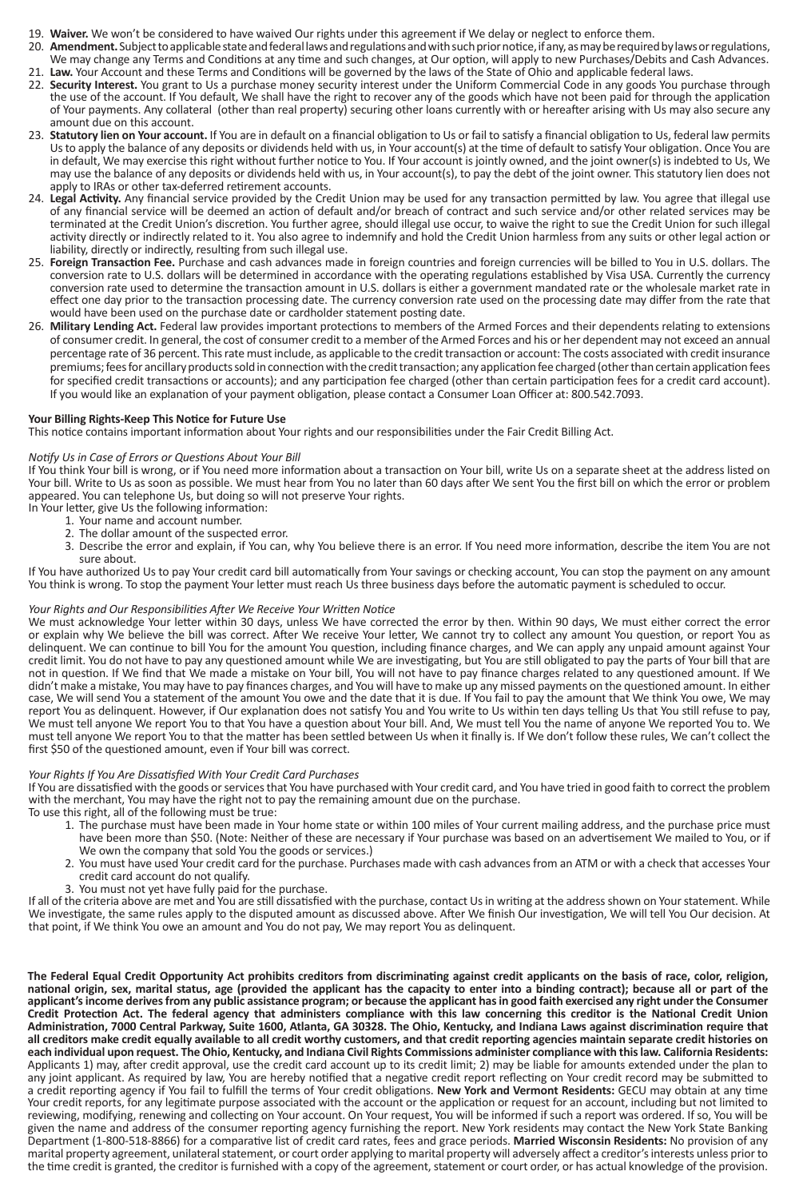19. **Waiver.** We won't be considered to have waived Our rights under this agreement if We delay or neglect to enforce them.
20. **Amendment.** Subject to applicable state and federal laws and regulations and with such prior notice, if any, as may be required by laws or regulations, We may change any Terms and Conditions at any time and such changes, at Our option, will apply to new Purchases/Debits and Cash Advances.
21. **Law.** Your Account and these Terms and Conditions will be governed by the laws of the State of Ohio and applicable federal laws.
22. **Security Interest.** You grant to Us a purchase money security interest under the Uniform Commercial Code in any goods You purchase through the use of the account. If You default, We shall have the right to recover any of the goods which have not been paid for through the application of Your payments. Any collateral (other than real property) securing other loans currently with or hereafter arising with Us may also secure any amount due on this account.
23. **Statutory lien on Your account.** If You are in default on a financial obligation to Us or fail to satisfy a financial obligation to Us, federal law permits Us to apply the balance of any deposits or dividends held with us, in Your account(s) at the time of default to satisfy Your obligation. Once You are in default, We may exercise this right without further notice to You. If Your account is jointly owned, and the joint owner(s) is indebted to Us, We may use the balance of any deposits or dividends held with us, in Your account(s), to pay the debt of the joint owner. This statutory lien does not apply to IRAs or other tax-deferred retirement accounts.
24. **Legal Activity.** Any financial service provided by the Credit Union may be used for any transaction permitted by law. You agree that illegal use of any financial service will be deemed an action of default and/or breach of contract and such service and/or other related services may be terminated at the Credit Union's discretion. You further agree, should illegal use occur, to waive the right to sue the Credit Union for such illegal activity directly or indirectly related to it. You also agree to indemnify and hold the Credit Union harmless from any suits or other legal action or liability, directly or indirectly, resulting from such illegal use.
25. **Foreign Transaction Fee.** Purchase and cash advances made in foreign countries and foreign currencies will be billed to You in U.S. dollars. The conversion rate to U.S. dollars will be determined in accordance with the operating regulations established by Visa USA. Currently the currency conversion rate used to determine the transaction amount in U.S. dollars is either a government mandated rate or the wholesale market rate in effect one day prior to the transaction processing date. The currency conversion rate used on the processing date may differ from the rate that would have been used on the purchase date or cardholder statement posting date.
26. **Military Lending Act.** Federal law provides important protections to members of the Armed Forces and their dependents relating to extensions of consumer credit. In general, the cost of consumer credit to a member of the Armed Forces and his or her dependent may not exceed an annual percentage rate of 36 percent. This rate must include, as applicable to the credit transaction or account: The costs associated with credit insurance premiums; fees for ancillary products sold in connection with the credit transaction; any application fee charged (other than certain application fees for specified credit transactions or accounts); and any participation fee charged (other than certain participation fees for a credit card account). If you would like an explanation of your payment obligation, please contact a Consumer Loan Officer at: 800.542.7093.

**Your Billing Rights-Keep This Notice for Future Use**

This notice contains important information about Your rights and our responsibilities under the Fair Credit Billing Act.

*Notify Us in Case of Errors or Questions About Your Bill*

If You think Your bill is wrong, or if You need more information about a transaction on Your bill, write Us on a separate sheet at the address listed on Your bill. Write to Us as soon as possible. We must hear from You no later than 60 days after We sent You the first bill on which the error or problem appeared. You can telephone Us, but doing so will not preserve Your rights.

In Your letter, give Us the following information:

1. Your name and account number.
2. The dollar amount of the suspected error.
3. Describe the error and explain, if You can, why You believe there is an error. If You need more information, describe the item You are not sure about.

If You have authorized Us to pay Your credit card bill automatically from Your savings or checking account, You can stop the payment on any amount You think is wrong. To stop the payment Your letter must reach Us three business days before the automatic payment is scheduled to occur.

*Your Rights and Our Responsibilities After We Receive Your Written Notice*

We must acknowledge Your letter within 30 days, unless We have corrected the error by then. Within 90 days, We must either correct the error or explain why We believe the bill was correct. After We receive Your letter, We cannot try to collect any amount You question, or report You as delinquent. We can continue to bill You for the amount You question, including finance charges, and We can apply any unpaid amount against Your credit limit. You do not have to pay any questioned amount while We are investigating, but You are still obligated to pay the parts of Your bill that are not in question. If We find that We made a mistake on Your bill, You will not have to pay finance charges related to any questioned amount. If We didn't make a mistake, You may have to pay finances charges, and You will have to make up any missed payments on the questioned amount. In either case, We will send You a statement of the amount You owe and the date that it is due. If You fail to pay the amount that We think You owe, We may report You as delinquent. However, if Our explanation does not satisfy You and You write to Us within ten days telling Us that You still refuse to pay, We must tell anyone We report You to that You have a question about Your bill. And, We must tell You the name of anyone We reported You to. We must tell anyone We report You to that the matter has been settled between Us when it finally is. If We don't follow these rules, We can't collect the first $50 of the questioned amount, even if Your bill was correct.

*Your Rights If You Are Dissatisfied With Your Credit Card Purchases*

If You are dissatisfied with the goods or services that You have purchased with Your credit card, and You have tried in good faith to correct the problem with the merchant, You may have the right not to pay the remaining amount due on the purchase.

To use this right, all of the following must be true:

1. The purchase must have been made in Your home state or within 100 miles of Your current mailing address, and the purchase price must have been more than $50. (Note: Neither of these are necessary if Your purchase was based on an advertisement We mailed to You, or if We own the company that sold You the goods or services.)
2. You must have used Your credit card for the purchase. Purchases made with cash advances from an ATM or with a check that accesses Your credit card account do not qualify.
3. You must not yet have fully paid for the purchase.

If all of the criteria above are met and You are still dissatisfied with the purchase, contact Us in writing at the address shown on Your statement. While We investigate, the same rules apply to the disputed amount as discussed above. After We finish Our investigation, We will tell You Our decision. At that point, if We think You owe an amount and You do not pay, We may report You as delinquent.

**The Federal Equal Credit Opportunity Act prohibits creditors from discriminating against credit applicants on the basis of race, color, religion, national origin, sex, marital status, age (provided the applicant has the capacity to enter into a binding contract); because all or part of the applicant's income derives from any public assistance program; or because the applicant has in good faith exercised any right under the Consumer Credit Protection Act. The federal agency that administers compliance with this law concerning this creditor is the National Credit Union Administration, 7000 Central Parkway, Suite 1600, Atlanta, GA 30328. The Ohio, Kentucky, and Indiana Laws against discrimination require that all creditors make credit equally available to all credit worthy customers, and that credit reporting agencies maintain separate credit histories on each individual upon request. The Ohio, Kentucky, and Indiana Civil Rights Commissions administer compliance with this law. California Residents:** Applicants 1) may, after credit approval, use the credit card account up to its credit limit; 2) may be liable for amounts extended under the plan to any joint applicant. As required by law, You are hereby notified that a negative credit report reflecting on Your credit record may be submitted to a credit reporting agency if You fail to fulfill the terms of Your credit obligations. **New York and Vermont Residents:** GECU may obtain at any time Your credit reports, for any legitimate purpose associated with the account or the application or request for an account, including but not limited to reviewing, modifying, renewing and collecting on Your account. On Your request, You will be informed if such a report was ordered. If so, You will be given the name and address of the consumer reporting agency furnishing the report. New York residents may contact the New York State Banking Department (1-800-518-8866) for a comparative list of credit card rates, fees and grace periods. **Married Wisconsin Residents:** No provision of any marital property agreement, unilateral statement, or court order applying to marital property will adversely affect a creditor's interests unless prior to the time credit is granted, the creditor is furnished with a copy of the agreement, statement or court order, or has actual knowledge of the provision.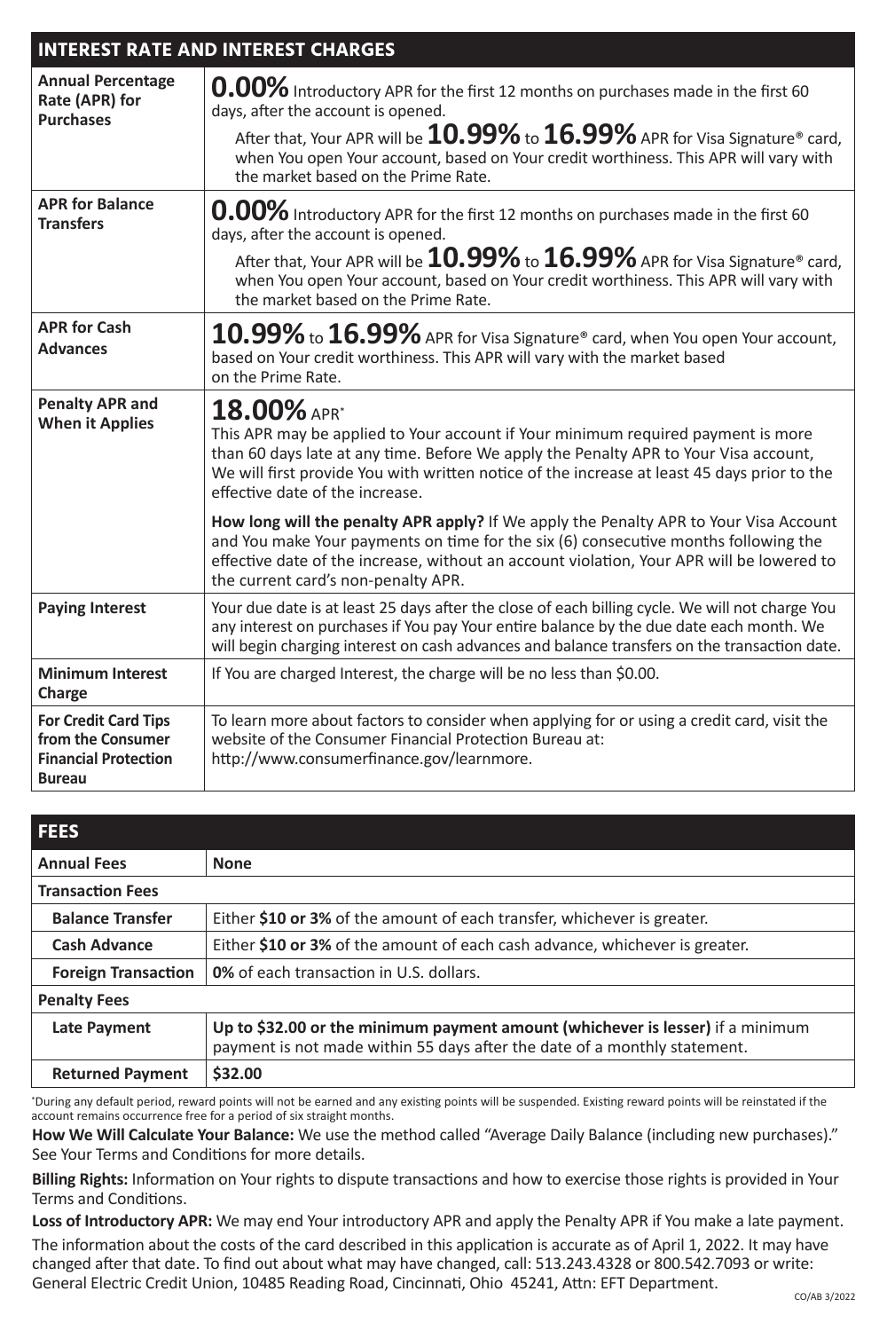## INTEREST RATE AND INTEREST CHARGES

| | |
|---|---|
| **Annual Percentage Rate (APR) for Purchases** | **0.00%** Introductory APR for the first 12 months on purchases made in the first 60 days, after the account is opened. After that, Your APR will be **10.99%** to **16.99%** APR for Visa Signature® card, when You open Your account, based on Your credit worthiness. This APR will vary with the market based on the Prime Rate. |
| **APR for Balance Transfers** | **0.00%** Introductory APR for the first 12 months on purchases made in the first 60 days, after the account is opened. After that, Your APR will be **10.99%** to **16.99%** APR for Visa Signature® card, when You open Your account, based on Your credit worthiness. This APR will vary with the market based on the Prime Rate. |
| **APR for Cash Advances** | **10.99%** to **16.99%** APR for Visa Signature® card, when You open Your account, based on Your credit worthiness. This APR will vary with the market based on the Prime Rate. |
| **Penalty APR and When it Applies** | **18.00%** APR* This APR may be applied to Your account if Your minimum required payment is more than 60 days late at any time. Before We apply the Penalty APR to Your Visa account, We will first provide You with written notice of the increase at least 45 days prior to the effective date of the increase. **How long will the penalty APR apply?** If We apply the Penalty APR to Your Visa Account and You make Your payments on time for the six (6) consecutive months following the effective date of the increase, without an account violation, Your APR will be lowered to the current card's non-penalty APR. |
| **Paying Interest** | Your due date is at least 25 days after the close of each billing cycle. We will not charge You any interest on purchases if You pay Your entire balance by the due date each month. We will begin charging interest on cash advances and balance transfers on the transaction date. |
| **Minimum Interest Charge** | If You are charged Interest, the charge will be no less than $0.00. |
| **For Credit Card Tips from the Consumer Financial Protection Bureau** | To learn more about factors to consider when applying for or using a credit card, visit the website of the Consumer Financial Protection Bureau at: http://www.consumerfinance.gov/learnmore. |

## FEES

| | |
|---|---|
| **Annual Fees** | **None** |
| **Transaction Fees** | |
| **Balance Transfer** | Either **$10 or 3%** of the amount of each transfer, whichever is greater. |
| **Cash Advance** | Either **$10 or 3%** of the amount of each cash advance, whichever is greater. |
| **Foreign Transaction** | **0%** of each transaction in U.S. dollars. |
| **Penalty Fees** | |
| **Late Payment** | **Up to $32.00 or the minimum payment amount (whichever is lesser)** if a minimum payment is not made within 55 days after the date of a monthly statement. |
| **Returned Payment** | **$32.00** |

*During any default period, reward points will not be earned and any existing points will be suspended. Existing reward points will be reinstated if the account remains occurrence free for a period of six straight months.

**How We Will Calculate Your Balance:** We use the method called "Average Daily Balance (including new purchases)." See Your Terms and Conditions for more details.

**Billing Rights:** Information on Your rights to dispute transactions and how to exercise those rights is provided in Your Terms and Conditions.

**Loss of Introductory APR:** We may end Your introductory APR and apply the Penalty APR if You make a late payment.

The information about the costs of the card described in this application is accurate as of April 1, 2022. It may have changed after that date. To find out about what may have changed, call: 513.243.4328 or 800.542.7093 or write: General Electric Credit Union, 10485 Reading Road, Cincinnati, Ohio 45241, Attn: EFT Department.

CO/AB 3/2022